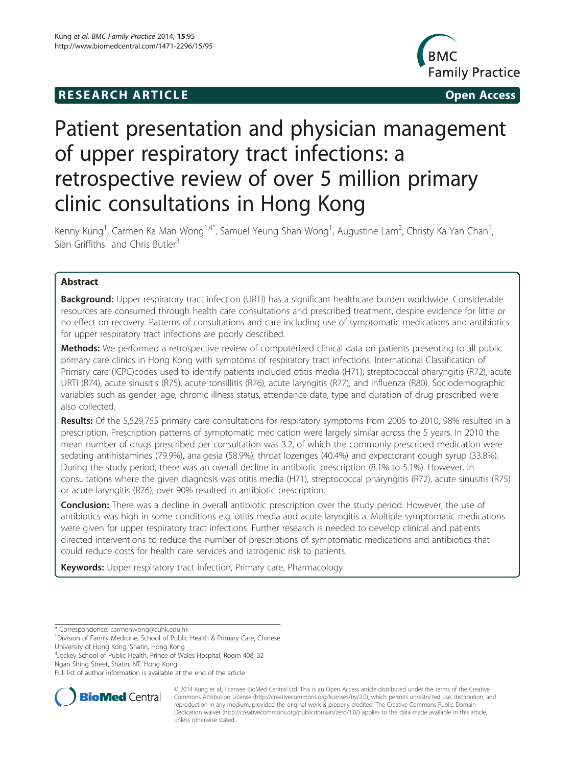**RESEARCH ARTICLE** **Open Access**

# Patient presentation and physician management of upper respiratory tract infections: a retrospective review of over 5 million primary clinic consultations in Hong Kong

Kenny Kung[1], Carmen Ka Man Wong[1,4*], Samuel Yeung Shan Wong[1], Augustine Lam[2], Christy Ka Yan Chan[1], Sian Griffiths[1] and Chris Butler[3]

## Abstract

**Background:** Upper respiratory tract infection (URTI) has a significant healthcare burden worldwide. Considerable resources are consumed through health care consultations and prescribed treatment, despite evidence for little or no effect on recovery. Patterns of consultations and care including use of symptomatic medications and antibiotics for upper respiratory tract infections are poorly described.

**Methods:** We performed a retrospective review of computerized clinical data on patients presenting to all public primary care clinics in Hong Kong with symptoms of respiratory tract infections. International Classification of Primary care (ICPC)codes used to identify patients included otitis media (H71), streptococcal pharyngitis (R72), acute URTI (R74), acute sinusitis (R75), acute tonsillitis (R76), acute laryngitis (R77), and influenza (R80). Sociodemographic variables such as gender, age, chronic illness status, attendance date, type and duration of drug prescribed were also collected.

**Results:** Of the 5,529,755 primary care consultations for respiratory symptoms from 2005 to 2010, 98% resulted in a prescription. Prescription patterns of symptomatic medication were largely similar across the 5 years. In 2010 the mean number of drugs prescribed per consultation was 3.2, of which the commonly prescribed medication were sedating antihistamines (79.9%), analgesia (58.9%), throat lozenges (40.4%) and expectorant cough syrup (33.8%). During the study period, there was an overall decline in antibiotic prescription (8.1% to 5.1%). However, in consultations where the given diagnosis was otitis media (H71), streptococcal pharyngitis (R72), acute sinusitis (R75) or acute laryngitis (R76), over 90% resulted in antibiotic prescription.

**Conclusion:** There was a decline in overall antibiotic prescription over the study period. However, the use of antibiotics was high in some conditions e.g. otitis media and acute laryngitis a. Multiple symptomatic medications were given for upper respiratory tract infections. Further research is needed to develop clinical and patients directed interventions to reduce the number of prescriptions of symptomatic medications and antibiotics that could reduce costs for health care services and iatrogenic risk to patients.

**Keywords:** Upper respiratory tract infection, Primary care, Pharmacology

---

\* Correspondence: carmenwong@cuhk.edu.hk

[1]Division of Family Medicine, School of Public Health & Primary Care, Chinese University of Hong Kong, Shatin, Hong Kong

[4]Jockey School of Public Health, Prince of Wales Hospital, Room 408, 32 Ngan Shing Street, Shatin, NT, Hong Kong

Full list of author information is available at the end of the article

© 2014 Kung et al.; licensee BioMed Central Ltd. This is an Open Access article distributed under the terms of the Creative Commons Attribution License (http://creativecommons.org/licenses/by/2.0), which permits unrestricted use, distribution, and reproduction in any medium, provided the original work is properly credited. The Creative Commons Public Domain Dedication waiver (http://creativecommons.org/publicdomain/zero/1.0/) applies to the data made available in this article, unless otherwise stated.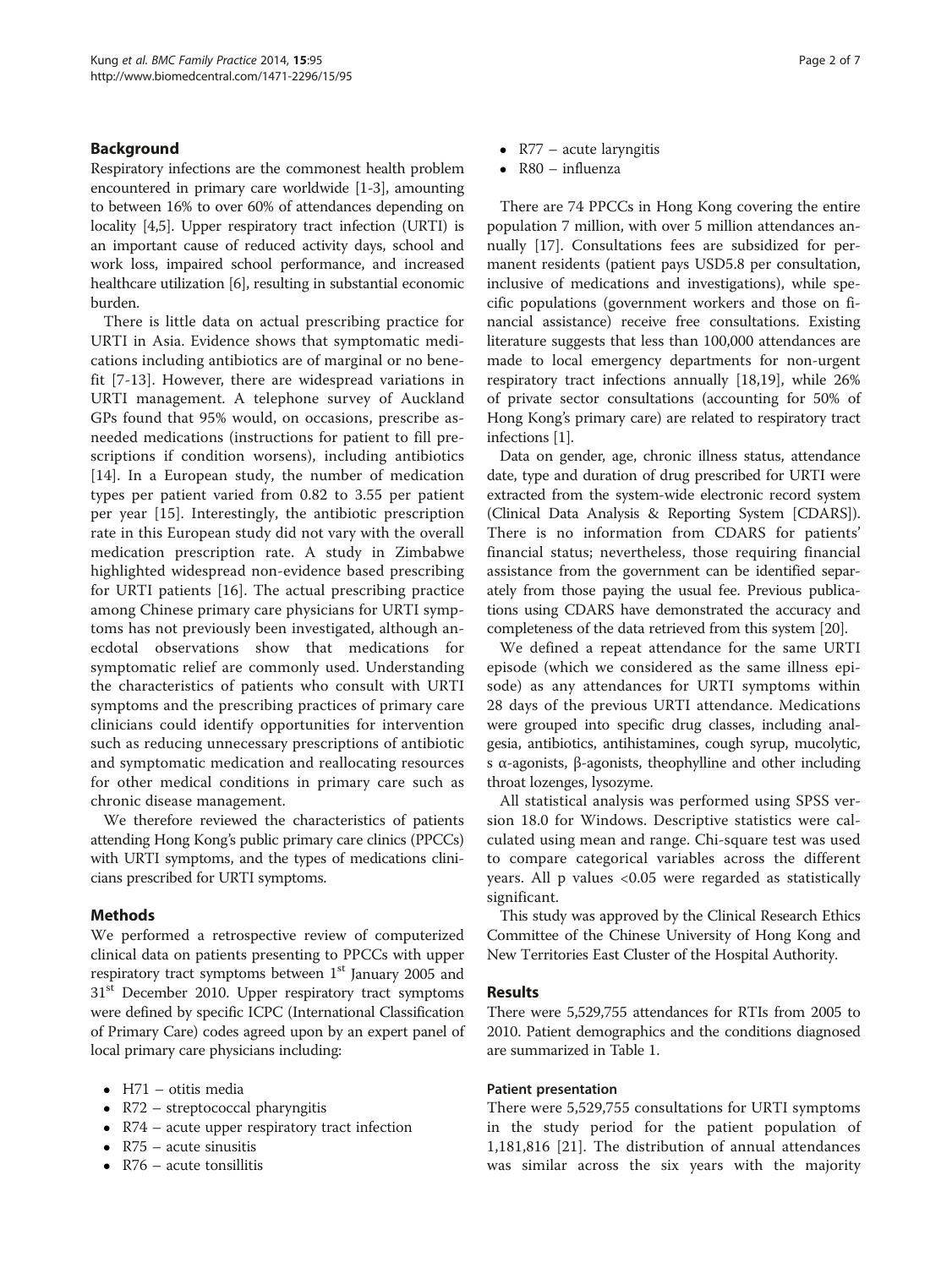## Background

Respiratory infections are the commonest health problem encountered in primary care worldwide [1-3], amounting to between 16% to over 60% of attendances depending on locality [4,5]. Upper respiratory tract infection (URTI) is an important cause of reduced activity days, school and work loss, impaired school performance, and increased healthcare utilization [6], resulting in substantial economic burden.

There is little data on actual prescribing practice for URTI in Asia. Evidence shows that symptomatic medications including antibiotics are of marginal or no benefit [7-13]. However, there are widespread variations in URTI management. A telephone survey of Auckland GPs found that 95% would, on occasions, prescribe as-needed medications (instructions for patient to fill prescriptions if condition worsens), including antibiotics [14]. In a European study, the number of medication types per patient varied from 0.82 to 3.55 per patient per year [15]. Interestingly, the antibiotic prescription rate in this European study did not vary with the overall medication prescription rate. A study in Zimbabwe highlighted widespread non-evidence based prescribing for URTI patients [16]. The actual prescribing practice among Chinese primary care physicians for URTI symptoms has not previously been investigated, although anecdotal observations show that medications for symptomatic relief are commonly used. Understanding the characteristics of patients who consult with URTI symptoms and the prescribing practices of primary care clinicians could identify opportunities for intervention such as reducing unnecessary prescriptions of antibiotic and symptomatic medication and reallocating resources for other medical conditions in primary care such as chronic disease management.

We therefore reviewed the characteristics of patients attending Hong Kong's public primary care clinics (PPCCs) with URTI symptoms, and the types of medications clinicians prescribed for URTI symptoms.

## Methods

We performed a retrospective review of computerized clinical data on patients presenting to PPCCs with upper respiratory tract symptoms between 1st January 2005 and 31st December 2010. Upper respiratory tract symptoms were defined by specific ICPC (International Classification of Primary Care) codes agreed upon by an expert panel of local primary care physicians including:

- H71 – otitis media
- R72 – streptococcal pharyngitis
- R74 – acute upper respiratory tract infection
- R75 – acute sinusitis
- R76 – acute tonsillitis
- R77 – acute laryngitis
- R80 – influenza

There are 74 PPCCs in Hong Kong covering the entire population 7 million, with over 5 million attendances annually [17]. Consultations fees are subsidized for permanent residents (patient pays USD5.8 per consultation, inclusive of medications and investigations), while specific populations (government workers and those on financial assistance) receive free consultations. Existing literature suggests that less than 100,000 attendances are made to local emergency departments for non-urgent respiratory tract infections annually [18,19], while 26% of private sector consultations (accounting for 50% of Hong Kong's primary care) are related to respiratory tract infections [1].

Data on gender, age, chronic illness status, attendance date, type and duration of drug prescribed for URTI were extracted from the system-wide electronic record system (Clinical Data Analysis & Reporting System [CDARS]). There is no information from CDARS for patients' financial status; nevertheless, those receiving financial assistance from the government can be identified separately from those paying the usual fee. Previous publications using CDARS have demonstrated the accuracy and completeness of the data retrieved from this system [20].

We defined a repeat attendance for the same URTI episode (which we considered as the same illness episode) as any attendances for URTI symptoms within 28 days of the previous URTI attendance. Medications were grouped into specific drug classes, including analgesia, antibiotics, antihistamines, cough syrup, mucolytic, s α-agonists, β-agonists, theophylline and other including throat lozenges, lysozyme.

All statistical analysis was performed using SPSS version 18.0 for Windows. Descriptive statistics were calculated using mean and range. Chi-square test was used to compare categorical variables across the different years. All p values <0.05 were regarded as statistically significant.

This study was approved by the Clinical Research Ethics Committee of the Chinese University of Hong Kong and New Territories East Cluster of the Hospital Authority.

## Results

There were 5,529,755 attendances for RTIs from 2005 to 2010. Patient demographics and the conditions diagnosed are summarized in Table 1.

### Patient presentation

There were 5,529,755 consultations for URTI symptoms in the study period for the patient population of 1,181,816 [21]. The distribution of annual attendances was similar across the six years with the majority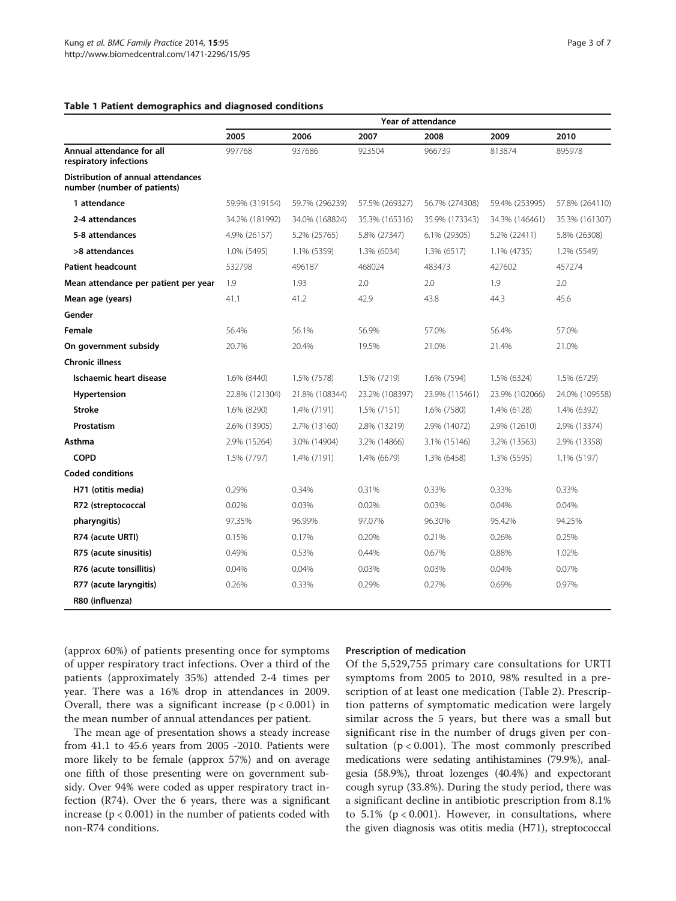**Table 1 Patient demographics and diagnosed conditions**

| | Year of attendance | | | | | |
|---|---|---|---|---|---|---|
| | 2005 | 2006 | 2007 | 2008 | 2009 | 2010 |
| **Annual attendance for all respiratory infections** | 997768 | 937686 | 923504 | 966739 | 813874 | 895978 |
| **Distribution of annual attendances number (number of patients)** | | | | | | |
| **1 attendance** | 59.9% (319154) | 59.7% (296239) | 57.5% (269327) | 56.7% (274308) | 59.4% (253995) | 57.8% (264110) |
| **2-4 attendances** | 34.2% (181992) | 34.0% (168824) | 35.3% (165316) | 35.9% (173343) | 34.3% (146461) | 35.3% (161307) |
| **5-8 attendances** | 4.9% (26157) | 5.2% (25765) | 5.8% (27347) | 6.1% (29305) | 5.2% (22411) | 5.8% (26308) |
| **>8 attendances** | 1.0% (5495) | 1.1% (5359) | 1.3% (6034) | 1.3% (6517) | 1.1% (4735) | 1.2% (5549) |
| **Patient headcount** | 532798 | 496187 | 468024 | 483473 | 427602 | 457274 |
| **Mean attendance per patient per year** | 1.9 | 1.93 | 2.0 | 2.0 | 1.9 | 2.0 |
| **Mean age (years)** | 41.1 | 41.2 | 42.9 | 43.8 | 44.3 | 45.6 |
| **Gender** | | | | | | |
| **Female** | 56.4% | 56.1% | 56.9% | 57.0% | 56.4% | 57.0% |
| **On government subsidy** | 20.7% | 20.4% | 19.5% | 21.0% | 21.4% | 21.0% |
| **Chronic illness** | | | | | | |
| **Ischaemic heart disease** | 1.6% (8440) | 1.5% (7578) | 1.5% (7219) | 1.6% (7594) | 1.5% (6324) | 1.5% (6729) |
| **Hypertension** | 22.8% (121304) | 21.8% (108344) | 23.2% (108397) | 23.9% (115461) | 23.9% (102066) | 24.0% (109558) |
| **Stroke** | 1.6% (8290) | 1.4% (7191) | 1.5% (7151) | 1.6% (7580) | 1.4% (6128) | 1.4% (6392) |
| **Prostatism** | 2.6% (13905) | 2.7% (13160) | 2.8% (13219) | 2.9% (14072) | 2.9% (12610) | 2.9% (13374) |
| **Asthma** | 2.9% (15264) | 3.0% (14904) | 3.2% (14866) | 3.1% (15146) | 3.2% (13563) | 2.9% (13358) |
| **COPD** | 1.5% (7797) | 1.4% (7191) | 1.4% (6679) | 1.3% (6458) | 1.3% (5595) | 1.1% (5197) |
| **Coded conditions** | | | | | | |
| **H71 (otitis media)** | 0.29% | 0.34% | 0.31% | 0.33% | 0.33% | 0.33% |
| **R72 (streptococcal** | 0.02% | 0.03% | 0.02% | 0.03% | 0.04% | 0.04% |
| **pharyngitis)** | 97.35% | 96.99% | 97.07% | 96.30% | 95.42% | 94.25% |
| **R74 (acute URTI)** | 0.15% | 0.17% | 0.20% | 0.21% | 0.26% | 0.25% |
| **R75 (acute sinusitis)** | 0.49% | 0.53% | 0.44% | 0.67% | 0.88% | 1.02% |
| **R76 (acute tonsillitis)** | 0.04% | 0.04% | 0.03% | 0.03% | 0.04% | 0.07% |
| **R77 (acute laryngitis)** | 0.26% | 0.33% | 0.29% | 0.27% | 0.69% | 0.97% |
| **R80 (influenza)** | | | | | | |

(approx 60%) of patients presenting once for symptoms of upper respiratory tract infections. Over a third of the patients (approximately 35%) attended 2-4 times per year. There was a 16% drop in attendances in 2009. Overall, there was a significant increase ($p < 0.001$) in the mean number of annual attendances per patient.

The mean age of presentation shows a steady increase from 41.1 to 45.6 years from 2005 -2010. Patients were more likely to be female (approx 57%) and on average one fifth of those presenting were on government subsidy. Over 94% were coded as upper respiratory tract infection (R74). Over the 6 years, there was a significant increase ($p < 0.001$) in the number of patients coded with non-R74 conditions.

### Prescription of medication

Of the 5,529,755 primary care consultations for URTI symptoms from 2005 to 2010, 98% resulted in a prescription of at least one medication (Table 2). Prescription patterns of symptomatic medication were largely similar across the 5 years, but there was a small but significant rise in the number of drugs given per consultation ($p < 0.001$). The most commonly prescribed medications were sedating antihistamines (79.9%), analgesia (58.9%), throat lozenges (40.4%) and expectorant cough syrup (33.8%). During the study period, there was a significant decline in antibiotic prescription from 8.1% to 5.1% ($p < 0.001$). However, in consultations, where the given diagnosis was otitis media (H71), streptococcal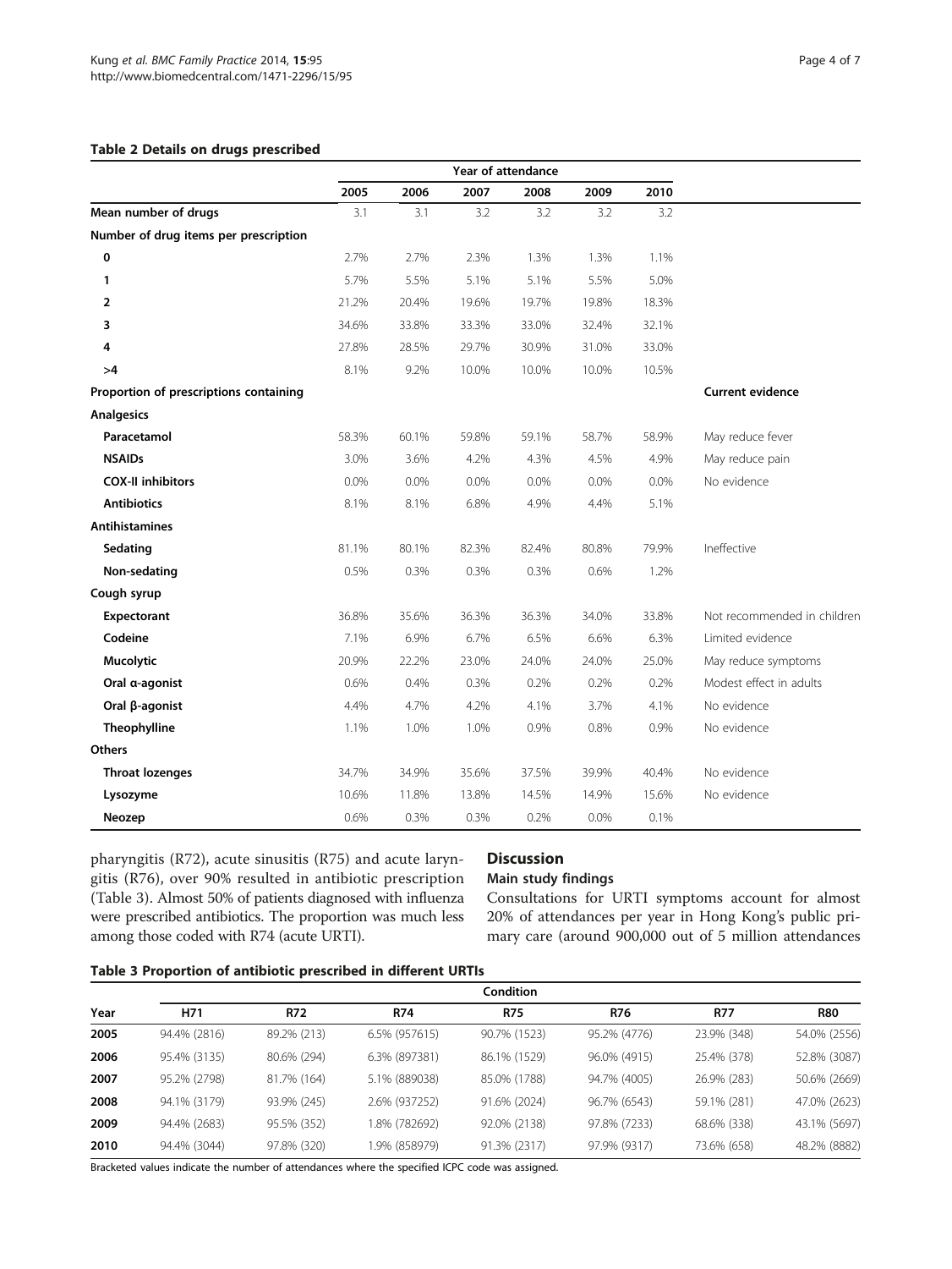**Table 2 Details on drugs prescribed**

| | Year of attendance | | | | | | |
|---|---|---|---|---|---|---|---|
| | 2005 | 2006 | 2007 | 2008 | 2009 | 2010 | |
| **Mean number of drugs** | 3.1 | 3.1 | 3.2 | 3.2 | 3.2 | 3.2 | |
| **Number of drug items per prescription** | | | | | | | |
| **0** | 2.7% | 2.7% | 2.3% | 1.3% | 1.3% | 1.1% | |
| **1** | 5.7% | 5.5% | 5.1% | 5.1% | 5.5% | 5.0% | |
| **2** | 21.2% | 20.4% | 19.6% | 19.7% | 19.8% | 18.3% | |
| **3** | 34.6% | 33.8% | 33.3% | 33.0% | 32.4% | 32.1% | |
| **4** | 27.8% | 28.5% | 29.7% | 30.9% | 31.0% | 33.0% | |
| **>4** | 8.1% | 9.2% | 10.0% | 10.0% | 10.0% | 10.5% | |
| **Proportion of prescriptions containing** | | | | | | | **Current evidence** |
| **Analgesics** | | | | | | | |
| **Paracetamol** | 58.3% | 60.1% | 59.8% | 59.1% | 58.7% | 58.9% | May reduce fever |
| **NSAIDs** | 3.0% | 3.6% | 4.2% | 4.3% | 4.5% | 4.9% | May reduce pain |
| **COX-II inhibitors** | 0.0% | 0.0% | 0.0% | 0.0% | 0.0% | 0.0% | No evidence |
| **Antibiotics** | 8.1% | 8.1% | 6.8% | 4.9% | 4.4% | 5.1% | |
| **Antihistamines** | | | | | | | |
| **Sedating** | 81.1% | 80.1% | 82.3% | 82.4% | 80.8% | 79.9% | Ineffective |
| **Non-sedating** | 0.5% | 0.3% | 0.3% | 0.3% | 0.6% | 1.2% | |
| **Cough syrup** | | | | | | | |
| **Expectorant** | 36.8% | 35.6% | 36.3% | 36.3% | 34.0% | 33.8% | Not recommended in children |
| **Codeine** | 7.1% | 6.9% | 6.7% | 6.5% | 6.6% | 6.3% | Limited evidence |
| **Mucolytic** | 20.9% | 22.2% | 23.0% | 24.0% | 24.0% | 25.0% | May reduce symptoms |
| **Oral α-agonist** | 0.6% | 0.4% | 0.3% | 0.2% | 0.2% | 0.2% | Modest effect in adults |
| **Oral β-agonist** | 4.4% | 4.7% | 4.2% | 4.1% | 3.7% | 4.1% | No evidence |
| **Theophylline** | 1.1% | 1.0% | 1.0% | 0.9% | 0.8% | 0.9% | No evidence |
| **Others** | | | | | | | |
| **Throat lozenges** | 34.7% | 34.9% | 35.6% | 37.5% | 39.9% | 40.4% | No evidence |
| **Lysozyme** | 10.6% | 11.8% | 13.8% | 14.5% | 14.9% | 15.6% | No evidence |
| **Neozep** | 0.6% | 0.3% | 0.3% | 0.2% | 0.0% | 0.1% | |

pharyngitis (R72), acute sinusitis (R75) and acute laryngitis (R76), over 90% resulted in antibiotic prescription (Table 3). Almost 50% of patients diagnosed with influenza were prescribed antibiotics. The proportion was much less among those coded with R74 (acute URTI).

## Discussion

### Main study findings

Consultations for URTI symptoms account for almost 20% of attendances per year in Hong Kong's public primary care (around 900,000 out of 5 million attendances

**Table 3 Proportion of antibiotic prescribed in different URTIs**

| | Condition | | | | | | |
|---|---|---|---|---|---|---|---|
| Year | H71 | R72 | R74 | R75 | R76 | R77 | R80 |
| **2005** | 94.4% (2816) | 89.2% (213) | 6.5% (957615) | 90.7% (1523) | 95.2% (4776) | 23.9% (348) | 54.0% (2556) |
| **2006** | 95.4% (3135) | 80.6% (294) | 6.3% (897381) | 86.1% (1529) | 96.0% (4915) | 25.4% (378) | 52.8% (3087) |
| **2007** | 95.2% (2798) | 81.7% (164) | 5.1% (889038) | 85.0% (1788) | 94.7% (4005) | 26.9% (283) | 50.6% (2669) |
| **2008** | 94.1% (3179) | 93.9% (245) | 2.6% (937252) | 91.6% (2024) | 96.7% (6543) | 59.1% (281) | 47.0% (2623) |
| **2009** | 94.4% (2683) | 95.5% (352) | 1.8% (782692) | 92.0% (2138) | 97.8% (7233) | 68.6% (338) | 43.1% (5697) |
| **2010** | 94.4% (3044) | 97.8% (320) | 1.9% (858979) | 91.3% (2317) | 97.9% (9317) | 73.6% (658) | 48.2% (8882) |

Bracketed values indicate the number of attendances where the specified ICPC code was assigned.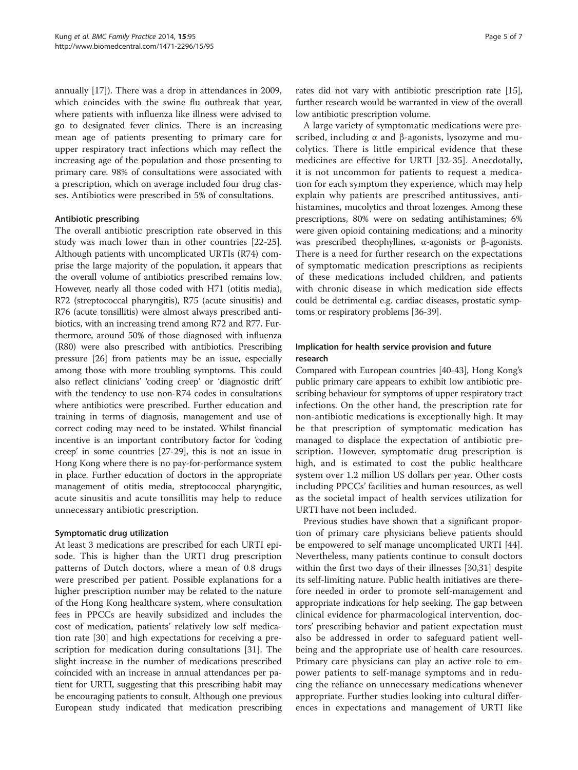annually [17]). There was a drop in attendances in 2009, which coincides with the swine flu outbreak that year, where patients with influenza like illness were advised to go to designated fever clinics. There is an increasing mean age of patients presenting to primary care for upper respiratory tract infections which may reflect the increasing age of the population and those presenting to primary care. 98% of consultations were associated with a prescription, which on average included four drug classes. Antibiotics were prescribed in 5% of consultations.

#### Antibiotic prescribing

The overall antibiotic prescription rate observed in this study was much lower than in other countries [22-25]. Although patients with uncomplicated URTIs (R74) comprise the large majority of the population, it appears that the overall volume of antibiotics prescribed remains low. However, nearly all those coded with H71 (otitis media), R72 (streptococcal pharyngitis), R75 (acute sinusitis) and R76 (acute tonsillitis) were almost always prescribed antibiotics, with an increasing trend among R72 and R77. Furthermore, around 50% of those diagnosed with influenza (R80) were also prescribed with antibiotics. Prescribing pressure [26] from patients may be an issue, especially among those with more troubling symptoms. This could also reflect clinicians' 'coding creep' or 'diagnostic drift' with the tendency to use non-R74 codes in consultations where antibiotics were prescribed. Further education and training in terms of diagnosis, management and use of correct coding may need to be instated. Whilst financial incentive is an important contributory factor for 'coding creep' in some countries [27-29], this is not an issue in Hong Kong where there is no pay-for-performance system in place. Further education of doctors in the appropriate management of otitis media, streptococcal pharyngitic, acute sinusitis and acute tonsillitis may help to reduce unnecessary antibiotic prescription.

#### Symptomatic drug utilization

At least 3 medications are prescribed for each URTI episode. This is higher than the URTI drug prescription patterns of Dutch doctors, where a mean of 0.8 drugs were prescribed per patient. Possible explanations for a higher prescription number may be related to the nature of the Hong Kong healthcare system, where consultation fees in PPCCs are heavily subsidized and includes the cost of medication, patients' relatively low self medication rate [30] and high expectations for receiving a prescription for medication during consultations [31]. The slight increase in the number of medications prescribed coincided with an increase in annual attendances per patient for URTI, suggesting that this prescribing habit may be encouraging patients to consult. Although one previous European study indicated that medication prescribing rates did not vary with antibiotic prescription rate [15], further research would be warranted in view of the overall low antibiotic prescription volume.

A large variety of symptomatic medications were prescribed, including α and β-agonists, lysozyme and mucolytics. There is little empirical evidence that these medicines are effective for URTI [32-35]. Anecdotally, it is not uncommon for patients to request a medication for each symptom they experience, which may help explain why patients are prescribed antitussives, antihistamines, mucolytics and throat lozenges. Among these prescriptions, 80% were on sedating antihistamines; 6% were given opioid containing medications; and a minority was prescribed theophyllines, α-agonists or β-agonists. There is a need for further research on the expectations of symptomatic medication prescriptions as recipients of these medications included children, and patients with chronic disease in which medication side effects could be detrimental e.g. cardiac diseases, prostatic symptoms or respiratory problems [36-39].

### Implication for health service provision and future research

Compared with European countries [40-43], Hong Kong's public primary care appears to exhibit low antibiotic prescribing behaviour for symptoms of upper respiratory tract infections. On the other hand, the prescription rate for non-antibiotic medications is exceptionally high. It may be that prescription of symptomatic medication has managed to displace the expectation of antibiotic prescription. However, symptomatic drug prescription is high, and is estimated to cost the public healthcare system over 1.2 million US dollars per year. Other costs including PPCCs' facilities and human resources, as well as the societal impact of health services utilization for URTI have not been included.

Previous studies have shown that a significant proportion of primary care physicians believe patients should be empowered to self manage uncomplicated URTI [44]. Nevertheless, many patients continue to consult doctors within the first two days of their illnesses [30,31] despite its self-limiting nature. Public health initiatives are therefore needed in order to promote self-management and appropriate indications for help seeking. The gap between clinical evidence for pharmacological intervention, doctors' prescribing behavior and patient expectation must also be addressed in order to safeguard patient wellbeing and the appropriate use of health care resources. Primary care physicians can play an active role to empower patients to self-manage symptoms and in reducing the reliance on unnecessary medications whenever appropriate. Further studies looking into cultural differences in expectations and management of URTI like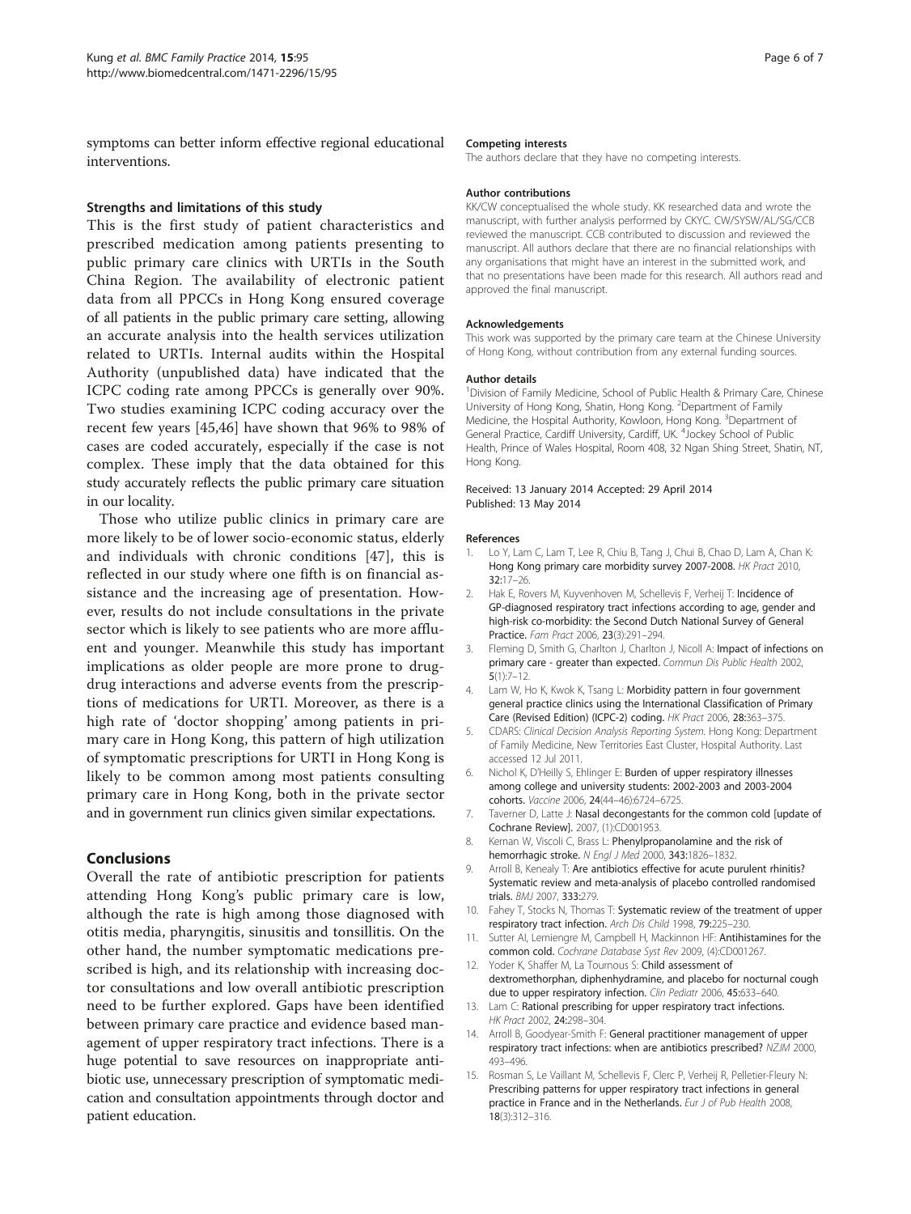symptoms can better inform effective regional educational interventions.

### Strengths and limitations of this study

This is the first study of patient characteristics and prescribed medication among patients presenting to public primary care clinics with URTIs in the South China Region. The availability of electronic patient data from all PPCCs in Hong Kong ensured coverage of all patients in the public primary care setting, allowing an accurate analysis into the health services utilization related to URTIs. Internal audits within the Hospital Authority (unpublished data) have indicated that the ICPC coding rate among PPCCs is generally over 90%. Two studies examining ICPC coding accuracy over the recent few years [45,46] have shown that 96% to 98% of cases are coded accurately, especially if the case is not complex. These imply that the data obtained for this study accurately reflects the public primary care situation in our locality.

Those who utilize public clinics in primary care are more likely to be of lower socio-economic status, elderly and individuals with chronic conditions [47], this is reflected in our study where one fifth is on financial assistance and the increasing age of presentation. However, results do not include consultations in the private sector which is likely to see patients who are more affluent and younger. Meanwhile this study has important implications as older people are more prone to drug-drug interactions and adverse events from the prescriptions of medications for URTI. Moreover, as there is a high rate of 'doctor shopping' among patients in primary care in Hong Kong, this pattern of high utilization of symptomatic prescriptions for URTI in Hong Kong is likely to be common among most patients consulting primary care in Hong Kong, both in the private sector and in government run clinics given similar expectations.

## Conclusions

Overall the rate of antibiotic prescription for patients attending Hong Kong's public primary care is low, although the rate is high among those diagnosed with otitis media, pharyngitis, sinusitis and tonsillitis. On the other hand, the number symptomatic medications prescribed is high, and its relationship with increasing doctor consultations and low overall antibiotic prescription need to be further explored. Gaps have been identified between primary care practice and evidence based management of upper respiratory tract infections. There is a huge potential to save resources on inappropriate antibiotic use, unnecessary prescription of symptomatic medication and consultation appointments through doctor and patient education.

#### Competing interests

The authors declare that they have no competing interests.

#### Author contributions

KK/CW conceptualised the whole study. KK researched data and wrote the manuscript, with further analysis performed by CKYC. CW/SYSW/AL/SG/CCB reviewed the manuscript. CCB contributed to discussion and reviewed the manuscript. All authors declare that there are no financial relationships with any organisations that might have an interest in the submitted work, and that no presentations have been made for this research. All authors read and approved the final manuscript.

#### Acknowledgements

This work was supported by the primary care team at the Chinese University of Hong Kong, without contribution from any external funding sources.

#### Author details

[1]Division of Family Medicine, School of Public Health & Primary Care, Chinese University of Hong Kong, Shatin, Hong Kong. [2]Department of Family Medicine, the Hospital Authority, Kowloon, Hong Kong. [3]Department of General Practice, Cardiff University, Cardiff, UK. [4]Jockey School of Public Health, Prince of Wales Hospital, Room 408, 32 Ngan Shing Street, Shatin, NT, Hong Kong.

Received: 13 January 2014 Accepted: 29 April 2014
Published: 13 May 2014

#### References

1. Lo Y, Lam C, Lam T, Lee R, Chiu B, Tang J, Chui B, Chao D, Lam A, Chan K: **Hong Kong primary care morbidity survey 2007-2008.** *HK Pract* 2010, **32:**17–26.
2. Hak E, Rovers M, Kuyvenhoven M, Schellevis F, Verheij T: **Incidence of GP-diagnosed respiratory tract infections according to age, gender and high-risk co-morbidity: the Second Dutch National Survey of General Practice.** *Fam Pract* 2006, **23**(3):291–294.
3. Fleming D, Smith G, Charlton J, Charlton J, Nicoll A: **Impact of infections on primary care - greater than expected.** *Commun Dis Public Health* 2002, **5**(1):7–12.
4. Lam W, Ho K, Kwok K, Tsang L: **Morbidity pattern in four government general practice clinics using the International Classification of Primary Care (Revised Edition) (ICPC-2) coding.** *HK Pract* 2006, **28:**363–375.
5. CDARS: *Clinical Decision Analysis Reporting System.* Hong Kong: Department of Family Medicine, New Territories East Cluster, Hospital Authority. Last accessed 12 Jul 2011.
6. Nichol K, D'Heilly S, Ehlinger E: **Burden of upper respiratory illnesses among college and university students: 2002-2003 and 2003-2004 cohorts.** *Vaccine* 2006, **24**(44–46):6724–6725.
7. Taverner D, Latte J: **Nasal decongestants for the common cold [update of Cochrane Review].** 2007, (1):CD001953.
8. Kernan W, Viscoli C, Brass L: **Phenylpropanolamine and the risk of hemorrhagic stroke.** *N Engl J Med* 2000, **343:**1826–1832.
9. Arroll B, Kenealy T: **Are antibiotics effective for acute purulent rhinitis? Systematic review and meta-analysis of placebo controlled randomised trials.** *BMJ* 2007, **333:**279.
10. Fahey T, Stocks N, Thomas T: **Systematic review of the treatment of upper respiratory tract infection.** *Arch Dis Child* 1998, **79:**225–230.
11. Sutter AI, Lemiengre M, Campbell H, Mackinnon HF: **Antihistamines for the common cold.** *Cochrane Database Syst Rev* 2009, (4):CD001267.
12. Yoder K, Shaffer M, La Tournous S: **Child assessment of dextromethorphan, diphenhydramine, and placebo for nocturnal cough due to upper respiratory infection.** *Clin Pediatr* 2006, **45:**633–640.
13. Lam C: **Rational prescribing for upper respiratory tract infections.** *HK Pract* 2002, **24:**298–304.
14. Arroll B, Goodyear-Smith F: **General practitioner management of upper respiratory tract infections: when are antibiotics prescribed?** *NZJM* 2000, 493–496.
15. Rosman S, Le Vaillant M, Schellevis F, Clerc P, Verheij R, Pelletier-Fleury N: **Prescribing patterns for upper respiratory tract infections in general practice in France and in the Netherlands.** *Eur J of Pub Health* 2008, **18**(3):312–316.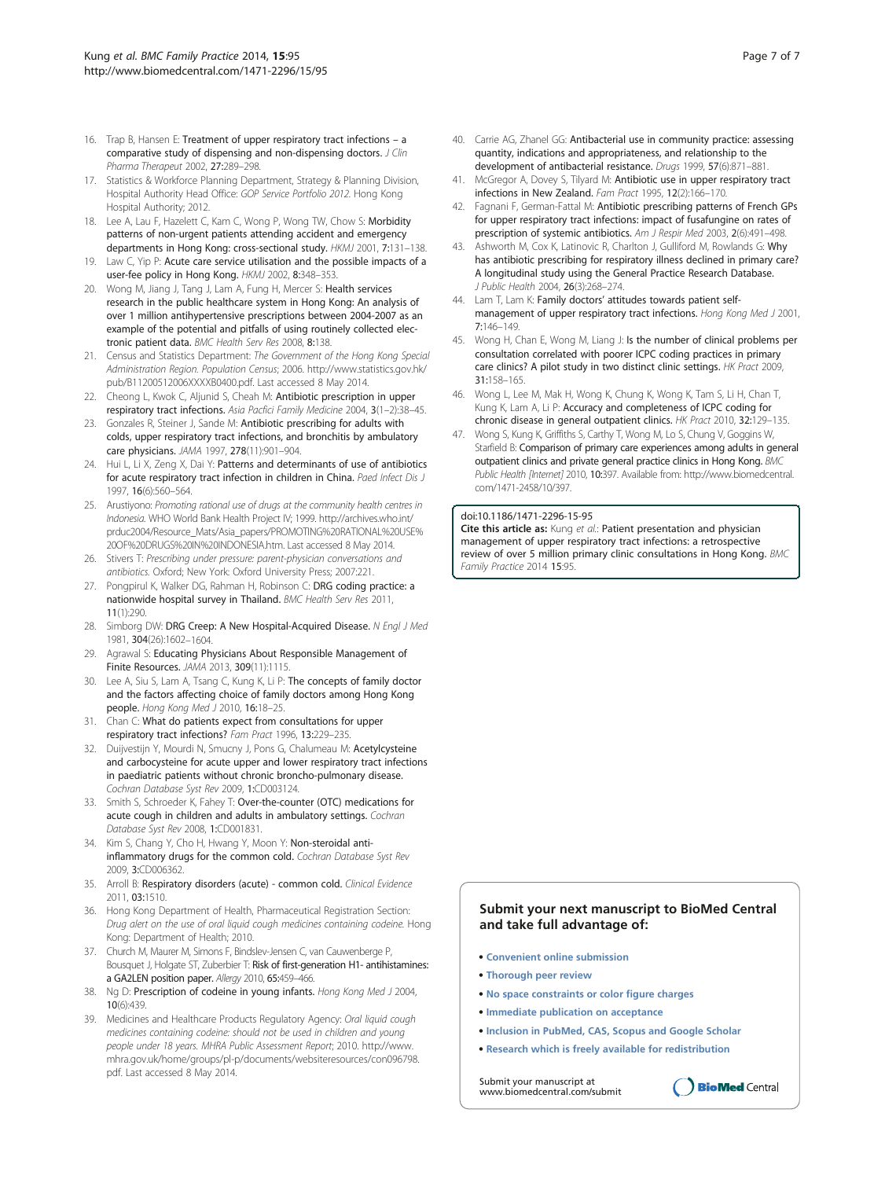16. Trap B, Hansen E: Treatment of upper respiratory tract infections – a comparative study of dispensing and non-dispensing doctors. *J Clin Pharma Therapeut* 2002, 27:289–298.
17. Statistics & Workforce Planning Department, Strategy & Planning Division, Hospital Authority Head Office: *GOP Service Portfolio 2012*. Hong Kong Hospital Authority; 2012.
18. Lee A, Lau F, Hazelett C, Kam C, Wong P, Wong TW, Chow S: Morbidity patterns of non-urgent patients attending accident and emergency departments in Hong Kong: cross-sectional study. *HKMJ* 2001, 7:131–138.
19. Law C, Yip P: Acute care service utilisation and the possible impacts of a user-fee policy in Hong Kong. *HKMJ* 2002, 8:348–353.
20. Wong M, Jiang J, Tang J, Lam A, Fung H, Mercer S: Health services research in the public healthcare system in Hong Kong: An analysis of over 1 million antihypertensive prescriptions between 2004-2007 as an example of the potential and pitfalls of using routinely collected electronic patient data. *BMC Health Serv Res* 2008, 8:138.
21. Census and Statistics Department: *The Government of the Hong Kong Special Administration Region. Population Census*; 2006. http://www.statistics.gov.hk/pub/B11200512006XXXXB0400.pdf. Last accessed 8 May 2014.
22. Cheong L, Kwok C, Aljunid S, Cheah M: Antibiotic prescription in upper respiratory tract infections. *Asia Pacfici Family Medicine* 2004, 3(1–2):38–45.
23. Gonzales R, Steiner J, Sande M: Antibiotic prescribing for adults with colds, upper respiratory tract infections, and bronchitis by ambulatory care physicians. *JAMA* 1997, 278(11):901–904.
24. Hui L, Li X, Zeng X, Dai Y: Patterns and determinants of use of antibiotics for acute respiratory tract infection in children in China. *Paed Infect Dis J* 1997, 16(6):560–564.
25. Arustiyono: *Promoting rational use of drugs at the community health centres in Indonesia*. WHO World Bank Health Project IV; 1999. http://archives.who.int/prduc2004/Resource_Mats/Asia_papers/PROMOTING%20RATIONAL%20USE%20OF%20DRUGS%20IN%20INDONESIA.htm. Last accessed 8 May 2014.
26. Stivers T: *Prescribing under pressure: parent-physician conversations and antibiotics*. Oxford; New York: Oxford University Press; 2007:221.
27. Pongpirul K, Walker DG, Rahman H, Robinson C: DRG coding practice: a nationwide hospital survey in Thailand. *BMC Health Serv Res* 2011, 11(1):290.
28. Simborg DW: DRG Creep: A New Hospital-Acquired Disease. *N Engl J Med* 1981, 304(26):1602–1604.
29. Agrawal S: Educating Physicians About Responsible Management of Finite Resources. *JAMA* 2013, 309(11):1115.
30. Lee A, Siu S, Lam A, Tsang C, Kung K, Li P: The concepts of family doctor and the factors affecting choice of family doctors among Hong Kong people. *Hong Kong Med J* 2010, 16:18–25.
31. Chan C: What do patients expect from consultations for upper respiratory tract infections? *Fam Pract* 1996, 13:229–235.
32. Duijvestijn Y, Mourdi N, Smucny J, Pons G, Chalumeau M: Acetylcysteine and carbocysteine for acute upper and lower respiratory tract infections in paediatric patients without chronic broncho-pulmonary disease. *Cochran Database Syst Rev* 2009, 1:CD003124.
33. Smith S, Schroeder K, Fahey T: Over-the-counter (OTC) medications for acute cough in children and adults in ambulatory settings. *Cochran Database Syst Rev* 2008, 1:CD001831.
34. Kim S, Chang Y, Cho H, Hwang Y, Moon Y: Non-steroidal anti-inflammatory drugs for the common cold. *Cochran Database Syst Rev* 2009, 3:CD006362.
35. Arroll B: Respiratory disorders (acute) - common cold. *Clinical Evidence* 2011, 03:1510.
36. Hong Kong Department of Health, Pharmaceutical Registration Section: *Drug alert on the use of oral liquid cough medicines containing codeine*. Hong Kong: Department of Health; 2010.
37. Church M, Maurer M, Simons F, Bindslev-Jensen C, van Cauwenberge P, Bousquet J, Holgate ST, Zuberbier T: Risk of first-generation H1- antihistamines: a GA2LEN position paper. *Allergy* 2010, 65:459–466.
38. Ng D: Prescription of codeine in young infants. *Hong Kong Med J* 2004, 10(6):439.
39. Medicines and Healthcare Products Regulatory Agency: *Oral liquid cough medicines containing codeine: should not be used in children and young people under 18 years. MHRA Public Assessment Report*; 2010. http://www.mhra.gov.uk/home/groups/pl-p/documents/websiteresources/con096798.pdf. Last accessed 8 May 2014.
40. Carrie AG, Zhanel GG: Antibacterial use in community practice: assessing quantity, indications and appropriateness, and relationship to the development of antibacterial resistance. *Drugs* 1999, 57(6):871–881.
41. McGregor A, Dovey S, Tilyard M: Antibiotic use in upper respiratory tract infections in New Zealand. *Fam Pract* 1995, 12(2):166–170.
42. Fagnani F, German-Fattal M: Antibiotic prescribing patterns of French GPs for upper respiratory tract infections: impact of fusafungine on rates of prescription of systemic antibiotics. *Am J Respir Med* 2003, 2(6):491–498.
43. Ashworth M, Cox K, Latinovic R, Charlton J, Gulliford M, Rowlands G: Why has antibiotic prescribing for respiratory illness declined in primary care? A longitudinal study using the General Practice Research Database. *J Public Health* 2004, 26(3):268–274.
44. Lam T, Lam K: Family doctors' attitudes towards patient self-management of upper respiratory tract infections. *Hong Kong Med J* 2001, 7:146–149.
45. Wong H, Chan E, Wong M, Liang J: Is the number of clinical problems per consultation correlated with poorer ICPC coding practices in primary care clinics? A pilot study in two distinct clinic settings. *HK Pract* 2009, 31:158–165.
46. Wong L, Lee M, Mak H, Wong K, Chung K, Wong K, Tam S, Li H, Chan T, Kung K, Lam A, Li P: Accuracy and completeness of ICPC coding for chronic disease in general outpatient clinics. *HK Pract* 2010, 32:129–135.
47. Wong S, Kung K, Griffiths S, Carthy T, Wong M, Lo S, Chung V, Goggins W, Starfield B: Comparison of primary care experiences among adults in general outpatient clinics and private general practice clinics in Hong Kong. *BMC Public Health [Internet]* 2010, 10:397. Available from: http://www.biomedcentral.com/1471-2458/10/397.

doi:10.1186/1471-2296-15-95

**Cite this article as:** Kung *et al.*: Patient presentation and physician management of upper respiratory tract infections: a retrospective review of over 5 million primary clinic consultations in Hong Kong. *BMC Family Practice* 2014 15:95.

**Submit your next manuscript to BioMed Central and take full advantage of:**

- Convenient online submission
- Thorough peer review
- No space constraints or color figure charges
- Immediate publication on acceptance
- Inclusion in PubMed, CAS, Scopus and Google Scholar
- Research which is freely available for redistribution

Submit your manuscript at www.biomedcentral.com/submit

BioMed Central